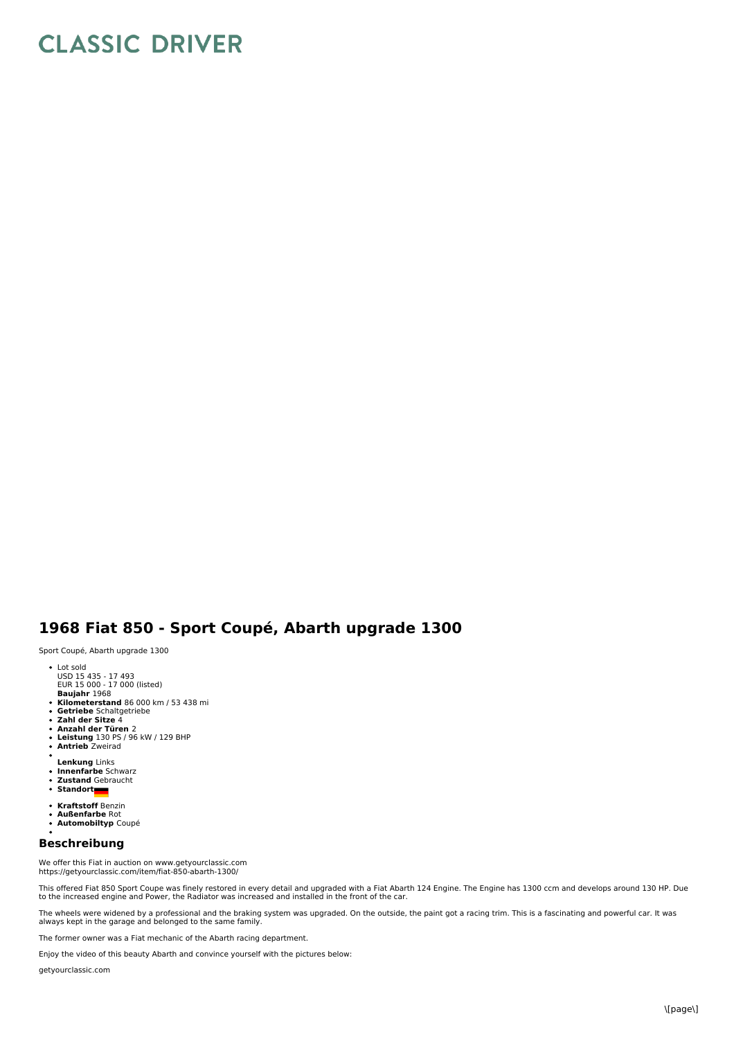# CLASSIC DRIVER

## 1968 Fiat 850 - Sport Coupé, Abarth upgrade 1300

Sport Coupé, Abarth upgrade 1300

- Lot sold
  USD 15 435 - 17 493
  EUR 15 000 - 17 000 (listed)
  **Baujahr** 1968
- **Kilometerstand** 86 000 km / 53 438 mi
- **Getriebe** Schaltgetriebe
- **Zahl der Sitze** 4
- **Anzahl der Türen** 2
- **Leistung** 130 PS / 96 kW / 129 BHP
- **Antrieb** Zweirad
- 
  **Lenkung** Links
- **Innenfarbe** Schwarz
- **Zustand** Gebraucht
- **Standort**
- **Kraftstoff** Benzin
- **Außenfarbe** Rot
- **Automobiltyp** Coupé
- 

### Beschreibung

We offer this Fiat in auction on www.getyourclassic.com
https://getyourclassic.com/item/fiat-850-abarth-1300/

This offered Fiat 850 Sport Coupe was finely restored in every detail and upgraded with a Fiat Abarth 124 Engine. The Engine has 1300 ccm and develops around 130 HP. Due to the increased engine and Power, the Radiator was increased and installed in the front of the car.

The wheels were widened by a professional and the braking system was upgraded. On the outside, the paint got a racing trim. This is a fascinating and powerful car. It was always kept in the garage and belonged to the same family.

The former owner was a Fiat mechanic of the Abarth racing department.

Enjoy the video of this beauty Abarth and convince yourself with the pictures below:

getyourclassic.com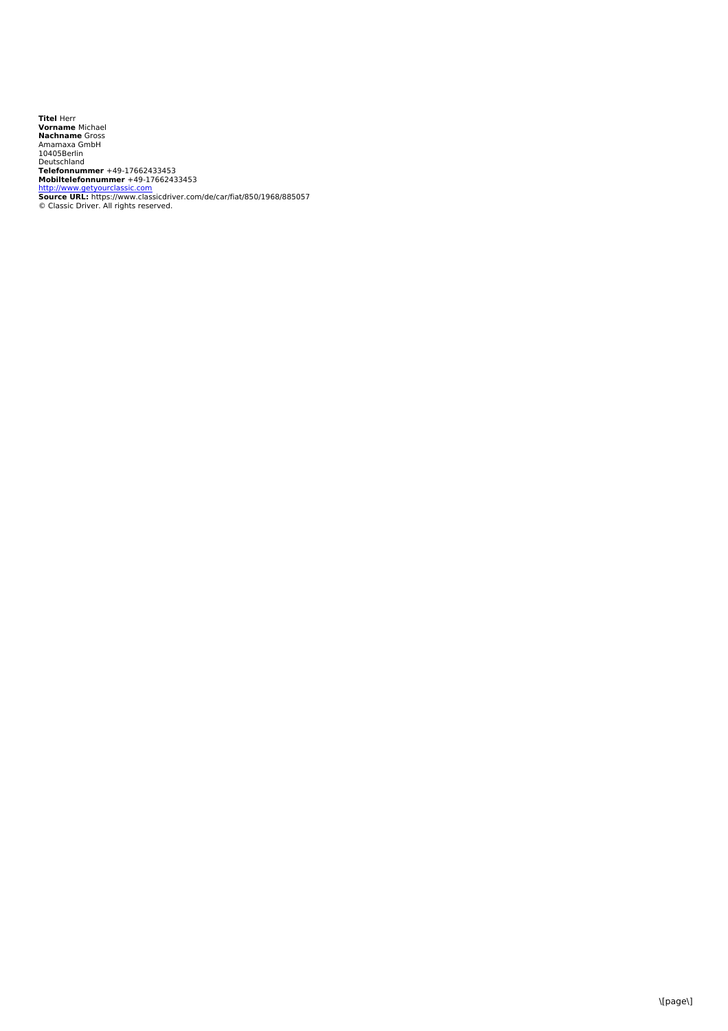**Titel** Herr
**Vorname** Michael
**Nachname** Gross
Amamaxa GmbH
10405Berlin
Deutschland
**Telefonnummer** +49-17662433453
**Mobiltelefonnummer** +49-17662433453
[http://www.getyourclassic.com](http://www.getyourclassic.com)
**Source URL:** https://www.classicdriver.com/de/car/fiat/850/1968/885057
© Classic Driver. All rights reserved.